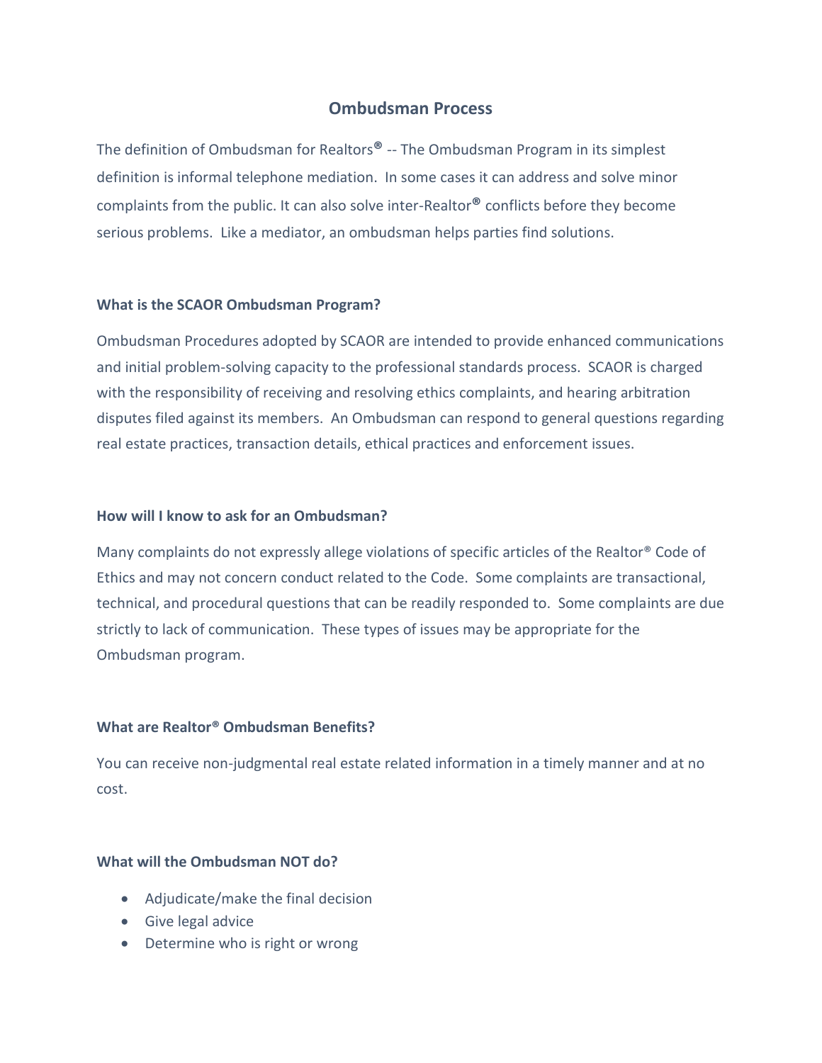# Ombudsman Process

The definition of Ombudsman for Realtors® -- The Ombudsman Program in its simplest definition is informal telephone mediation. In some cases it can address and solve minor complaints from the public. It can also solve inter-Realtor® conflicts before they become serious problems. Like a mediator, an ombudsman helps parties find solutions.

### What is the SCAOR Ombudsman Program?

Ombudsman Procedures adopted by SCAOR are intended to provide enhanced communications and initial problem-solving capacity to the professional standards process. SCAOR is charged with the responsibility of receiving and resolving ethics complaints, and hearing arbitration disputes filed against its members. An Ombudsman can respond to general questions regarding real estate practices, transaction details, ethical practices and enforcement issues.

### How will I know to ask for an Ombudsman?

Many complaints do not expressly allege violations of specific articles of the Realtor® Code of Ethics and may not concern conduct related to the Code. Some complaints are transactional, technical, and procedural questions that can be readily responded to. Some complaints are due strictly to lack of communication. These types of issues may be appropriate for the Ombudsman program.

### What are Realtor® Ombudsman Benefits?

You can receive non-judgmental real estate related information in a timely manner and at no cost.

### What will the Ombudsman NOT do?

- Adjudicate/make the final decision
- Give legal advice
- Determine who is right or wrong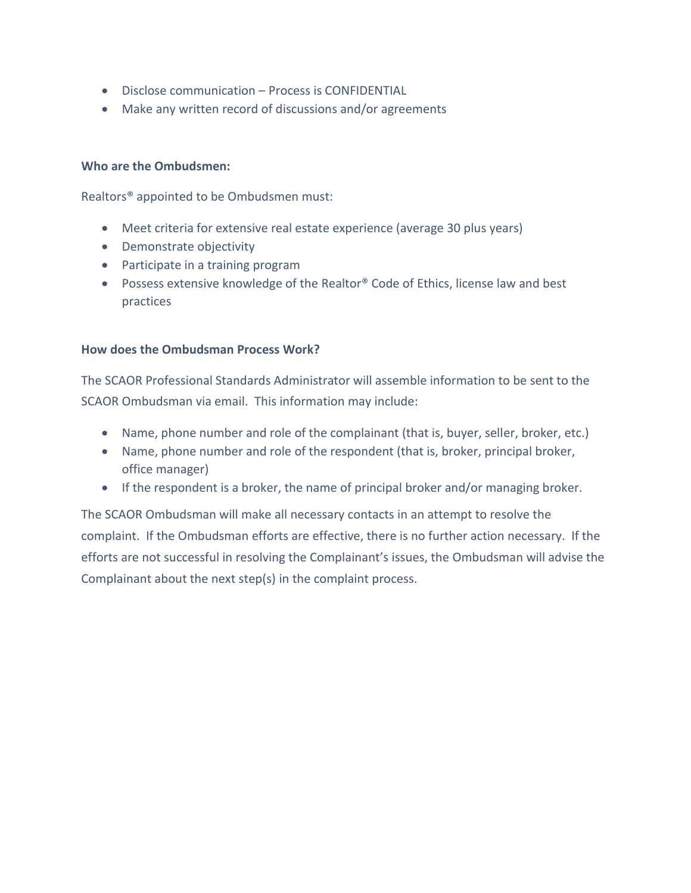- Disclose communication – Process is CONFIDENTIAL
- Make any written record of discussions and/or agreements

**Who are the Ombudsmen:**

Realtors® appointed to be Ombudsmen must:

- Meet criteria for extensive real estate experience (average 30 plus years)
- Demonstrate objectivity
- Participate in a training program
- Possess extensive knowledge of the Realtor® Code of Ethics, license law and best practices

**How does the Ombudsman Process Work?**

The SCAOR Professional Standards Administrator will assemble information to be sent to the SCAOR Ombudsman via email. This information may include:

- Name, phone number and role of the complainant (that is, buyer, seller, broker, etc.)
- Name, phone number and role of the respondent (that is, broker, principal broker, office manager)
- If the respondent is a broker, the name of principal broker and/or managing broker.

The SCAOR Ombudsman will make all necessary contacts in an attempt to resolve the complaint. If the Ombudsman efforts are effective, there is no further action necessary. If the efforts are not successful in resolving the Complainant's issues, the Ombudsman will advise the Complainant about the next step(s) in the complaint process.